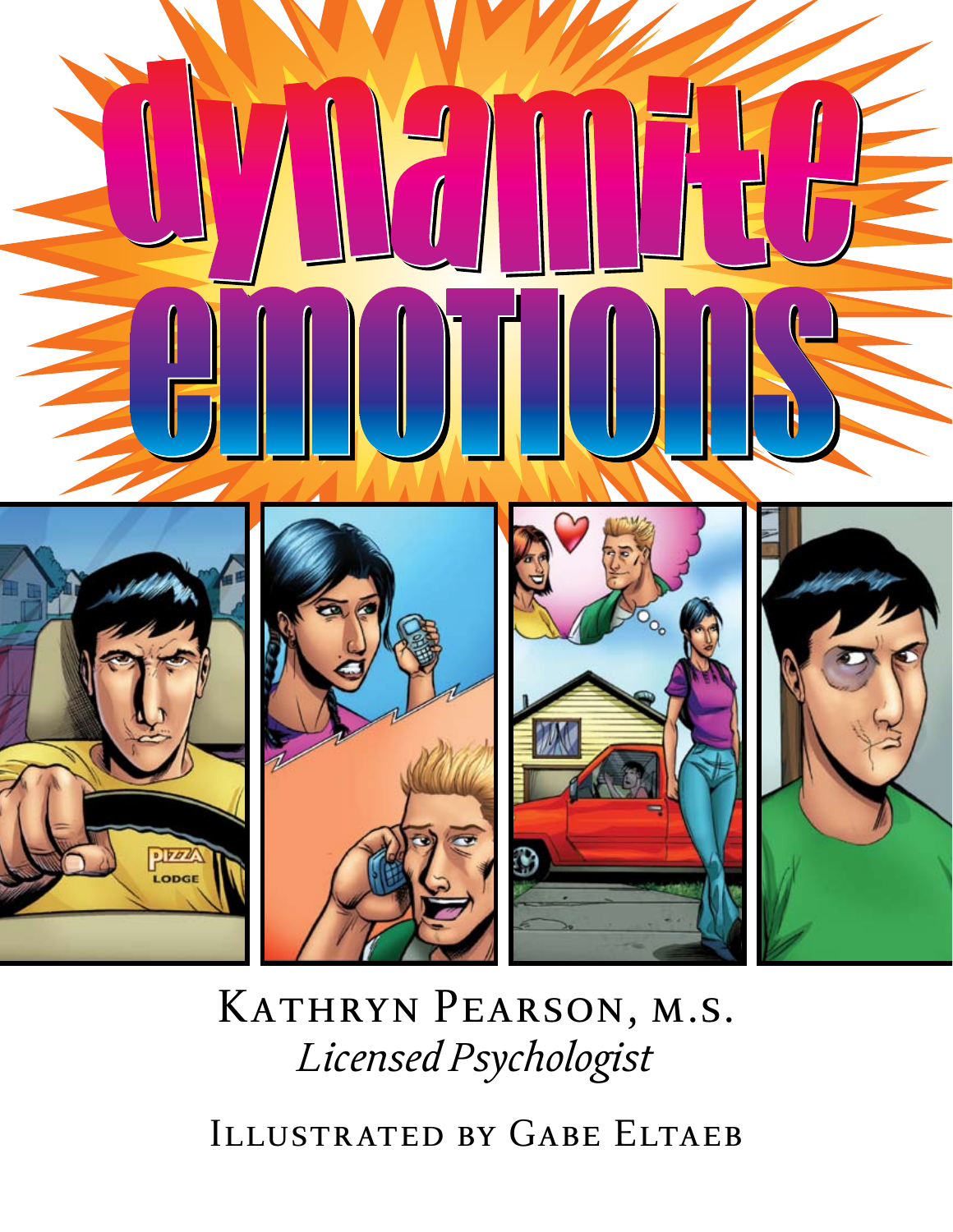# dynamite emotions

Kathryn Pearson, M.S.
*Licensed Psychologist*

Illustrated by Gabe Eltaeb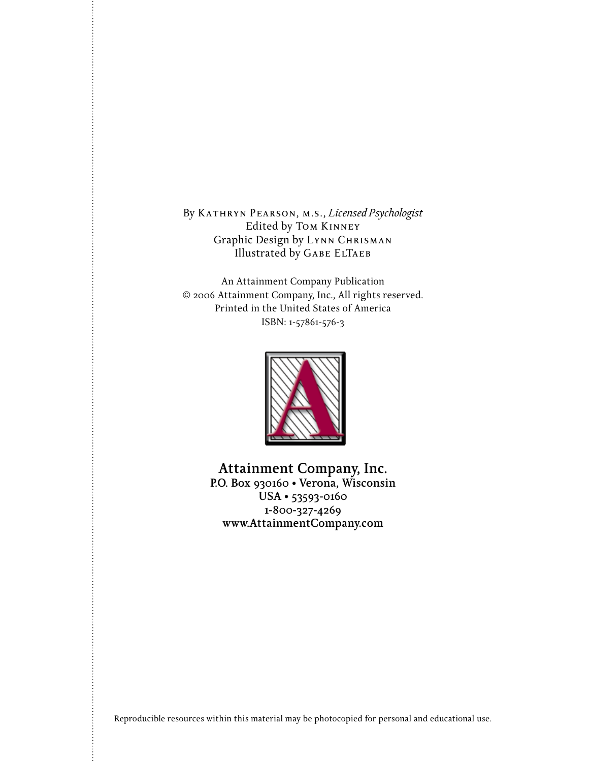By Kathryn Pearson, m.s., *Licensed Psychologist*
Edited by Tom Kinney
Graphic Design by Lynn Chrisman
Illustrated by Gabe ElTaeb

An Attainment Company Publication
© 2006 Attainment Company, Inc., All rights reserved.
Printed in the United States of America
ISBN: 1-57861-576-3

**Attainment Company, Inc.**
**P.O. Box 930160 • Verona, Wisconsin**
**USA • 53593-0160**
**1-800-327-4269**
**www.AttainmentCompany.com**

Reproducible resources within this material may be photocopied for personal and educational use.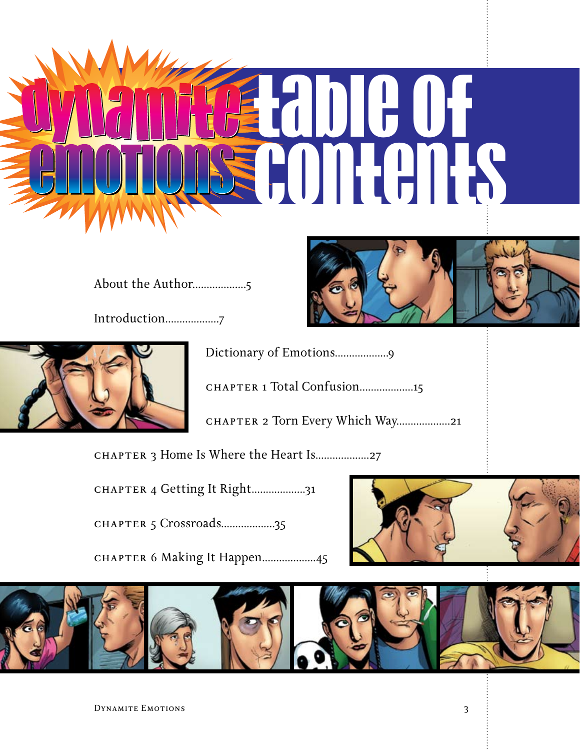# Dynamite Emotions Table of Contents

About the Author...................5

Introduction...................7

Dictionary of Emotions...................9

CHAPTER 1 Total Confusion...................15

CHAPTER 2 Torn Every Which Way...................21

CHAPTER 3 Home Is Where the Heart Is...................27

CHAPTER 4 Getting It Right...................31

CHAPTER 5 Crossroads...................35

CHAPTER 6 Making It Happen...................45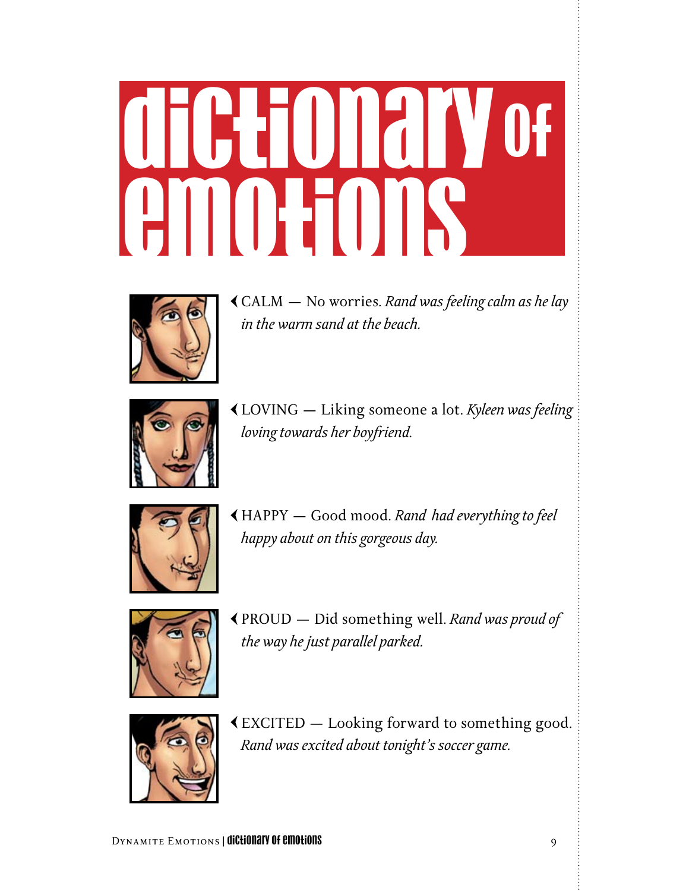# dictionary of emotions

❮ CALM — No worries. *Rand was feeling calm as he lay in the warm sand at the beach.*

❮ LOVING — Liking someone a lot. *Kyleen was feeling loving towards her boyfriend.*

❮ HAPPY — Good mood. *Rand had everything to feel happy about on this gorgeous day.*

❮ PROUD — Did something well. *Rand was proud of the way he just parallel parked.*

❮ EXCITED — Looking forward to something good. *Rand was excited about tonight's soccer game.*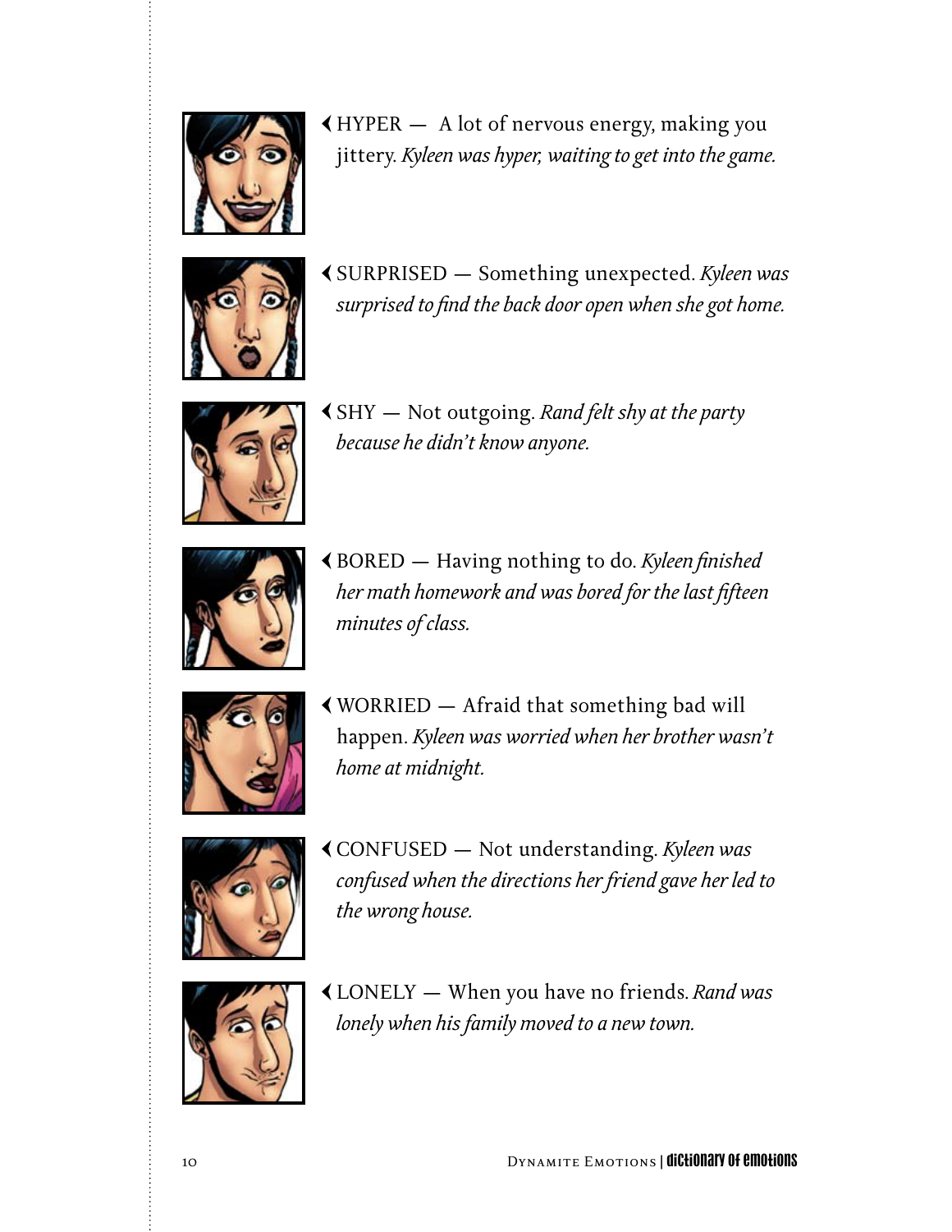❮ HYPER — A lot of nervous energy, making you jittery. *Kyleen was hyper, waiting to get into the game.*

❮ SURPRISED — Something unexpected. *Kyleen was surprised to find the back door open when she got home.*

❮ SHY — Not outgoing. *Rand felt shy at the party because he didn't know anyone.*

❮ BORED — Having nothing to do. *Kyleen finished her math homework and was bored for the last fifteen minutes of class.*

❮ WORRIED — Afraid that something bad will happen. *Kyleen was worried when her brother wasn't home at midnight.*

❮ CONFUSED — Not understanding. *Kyleen was confused when the directions her friend gave her led to the wrong house.*

❮ LONELY — When you have no friends. *Rand was lonely when his family moved to a new town.*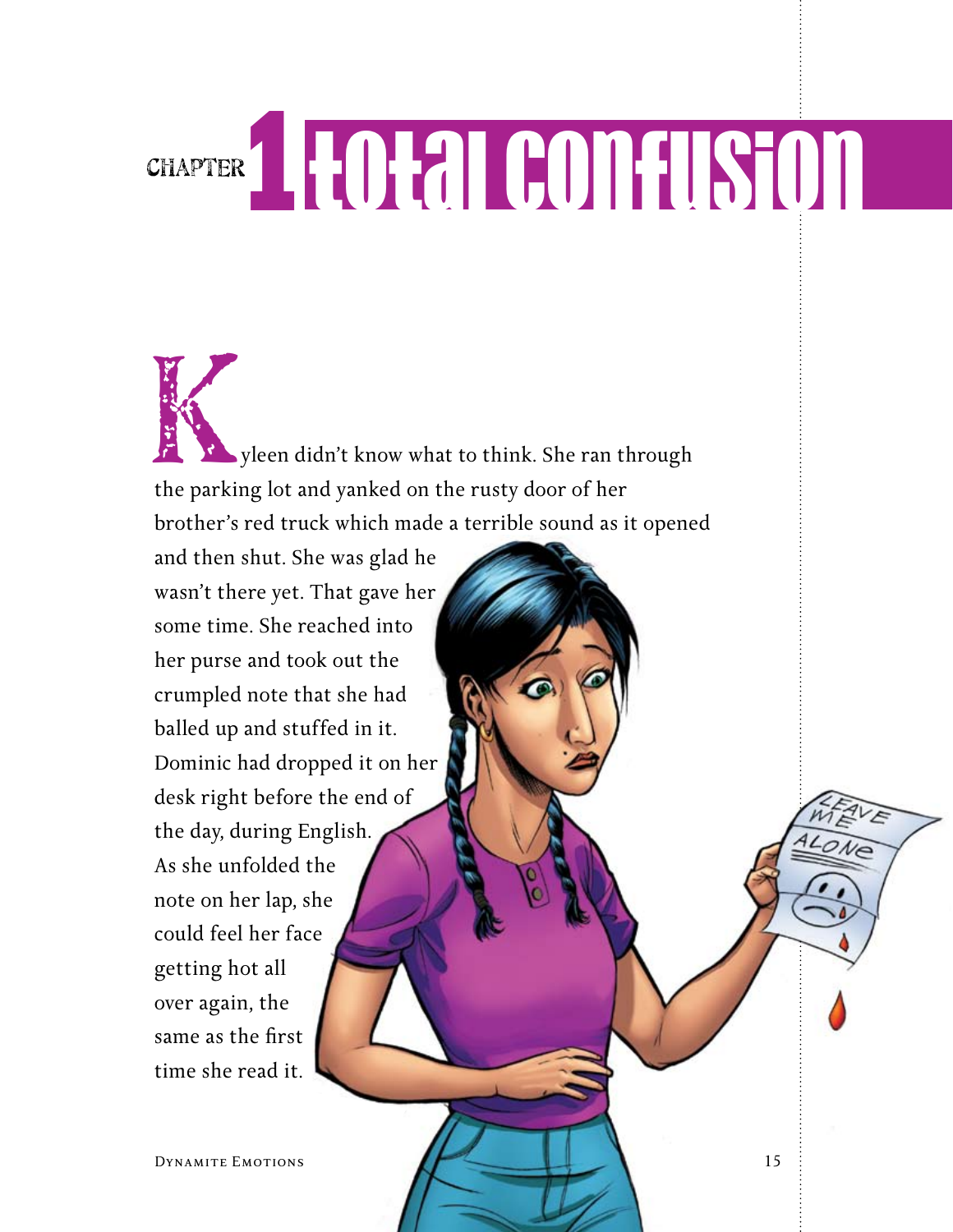# CHAPTER 1 Total Confusion

Kyleen didn't know what to think. She ran through the parking lot and yanked on the rusty door of her brother's red truck which made a terrible sound as it opened and then shut. She was glad he wasn't there yet. That gave her some time. She reached into her purse and took out the crumpled note that she had balled up and stuffed in it. Dominic had dropped it on her desk right before the end of the day, during English. As she unfolded the note on her lap, she could feel her face getting hot all over again, the same as the first time she read it.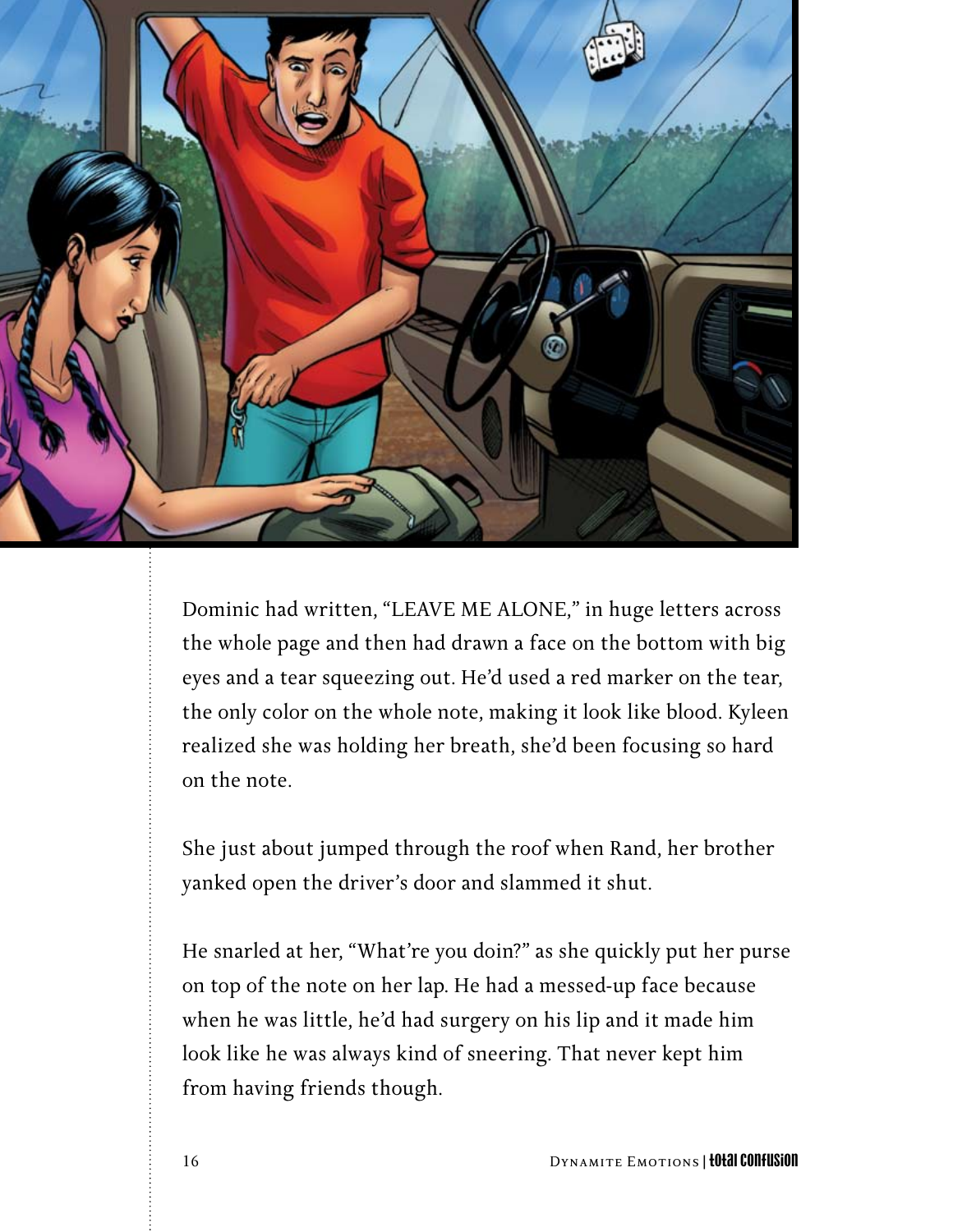Dominic had written, “LEAVE ME ALONE,” in huge letters across the whole page and then had drawn a face on the bottom with big eyes and a tear squeezing out. He’d used a red marker on the tear, the only color on the whole note, making it look like blood. Kyleen realized she was holding her breath, she’d been focusing so hard on the note.

She just about jumped through the roof when Rand, her brother yanked open the driver’s door and slammed it shut.

He snarled at her, “What’re you doin?” as she quickly put her purse on top of the note on her lap. He had a messed-up face because when he was little, he’d had surgery on his lip and it made him look like he was always kind of sneering. That never kept him from having friends though.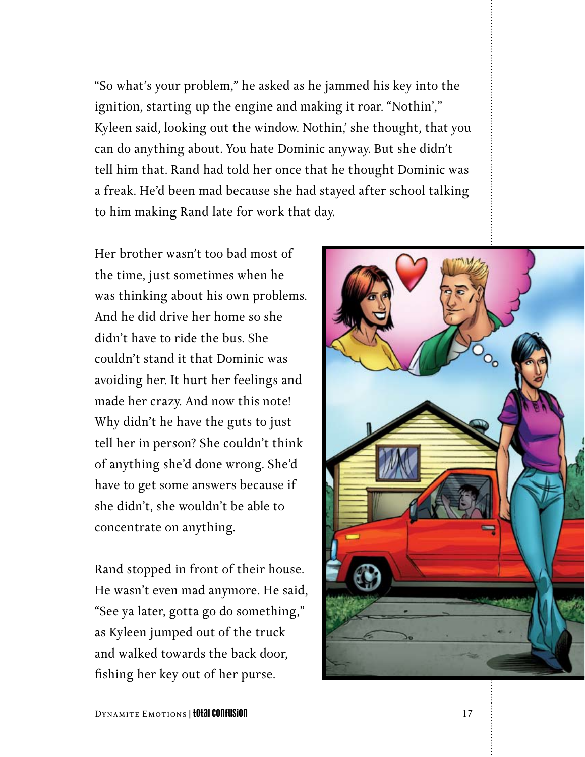"So what's your problem," he asked as he jammed his key into the ignition, starting up the engine and making it roar. "Nothin'," Kyleen said, looking out the window. Nothin,' she thought, that you can do anything about. You hate Dominic anyway. But she didn't tell him that. Rand had told her once that he thought Dominic was a freak. He'd been mad because she had stayed after school talking to him making Rand late for work that day.

Her brother wasn't too bad most of the time, just sometimes when he was thinking about his own problems. And he did drive her home so she didn't have to ride the bus. She couldn't stand it that Dominic was avoiding her. It hurt her feelings and made her crazy. And now this note! Why didn't he have the guts to just tell her in person? She couldn't think of anything she'd done wrong. She'd have to get some answers because if she didn't, she wouldn't be able to concentrate on anything.

Rand stopped in front of their house. He wasn't even mad anymore. He said, "See ya later, gotta go do something," as Kyleen jumped out of the truck and walked towards the back door, fishing her key out of her purse.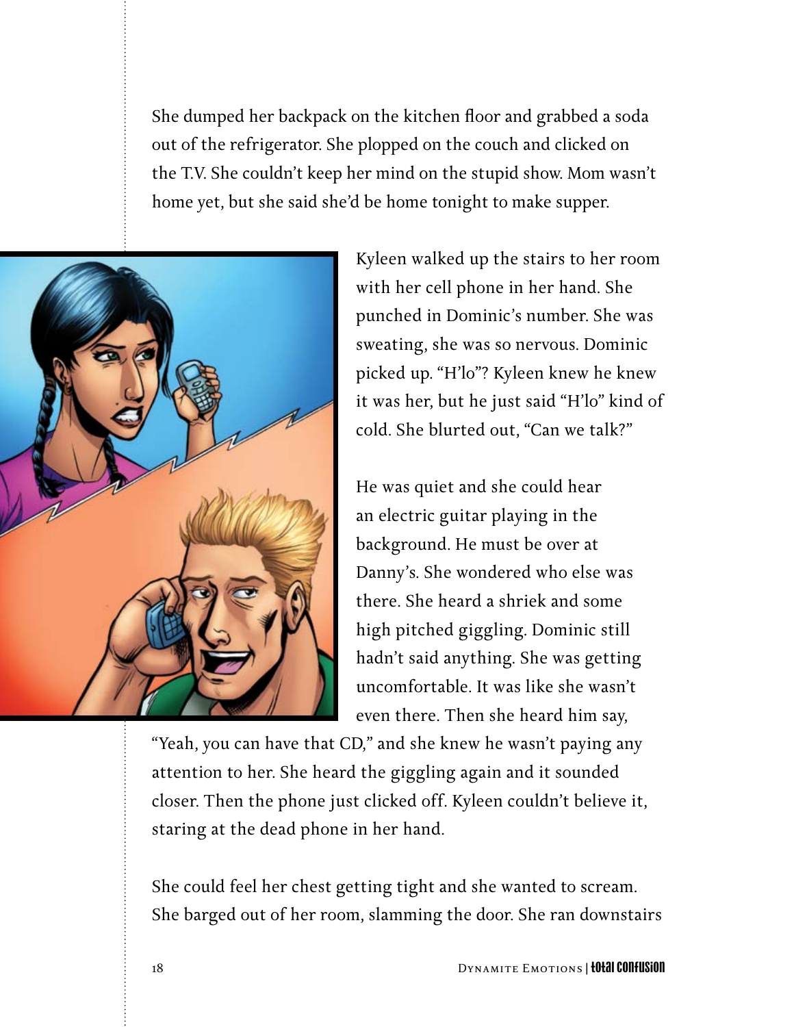She dumped her backpack on the kitchen floor and grabbed a soda out of the refrigerator. She plopped on the couch and clicked on the T.V. She couldn't keep her mind on the stupid show. Mom wasn't home yet, but she said she'd be home tonight to make supper.

Kyleen walked up the stairs to her room with her cell phone in her hand. She punched in Dominic's number. She was sweating, she was so nervous. Dominic picked up. "H'lo"? Kyleen knew he knew it was her, but he just said "H'lo" kind of cold. She blurted out, "Can we talk?"

He was quiet and she could hear an electric guitar playing in the background. He must be over at Danny's. She wondered who else was there. She heard a shriek and some high pitched giggling. Dominic still hadn't said anything. She was getting uncomfortable. It was like she wasn't even there. Then she heard him say, "Yeah, you can have that CD," and she knew he wasn't paying any attention to her. She heard the giggling again and it sounded closer. Then the phone just clicked off. Kyleen couldn't believe it, staring at the dead phone in her hand.

She could feel her chest getting tight and she wanted to scream. She barged out of her room, slamming the door. She ran downstairs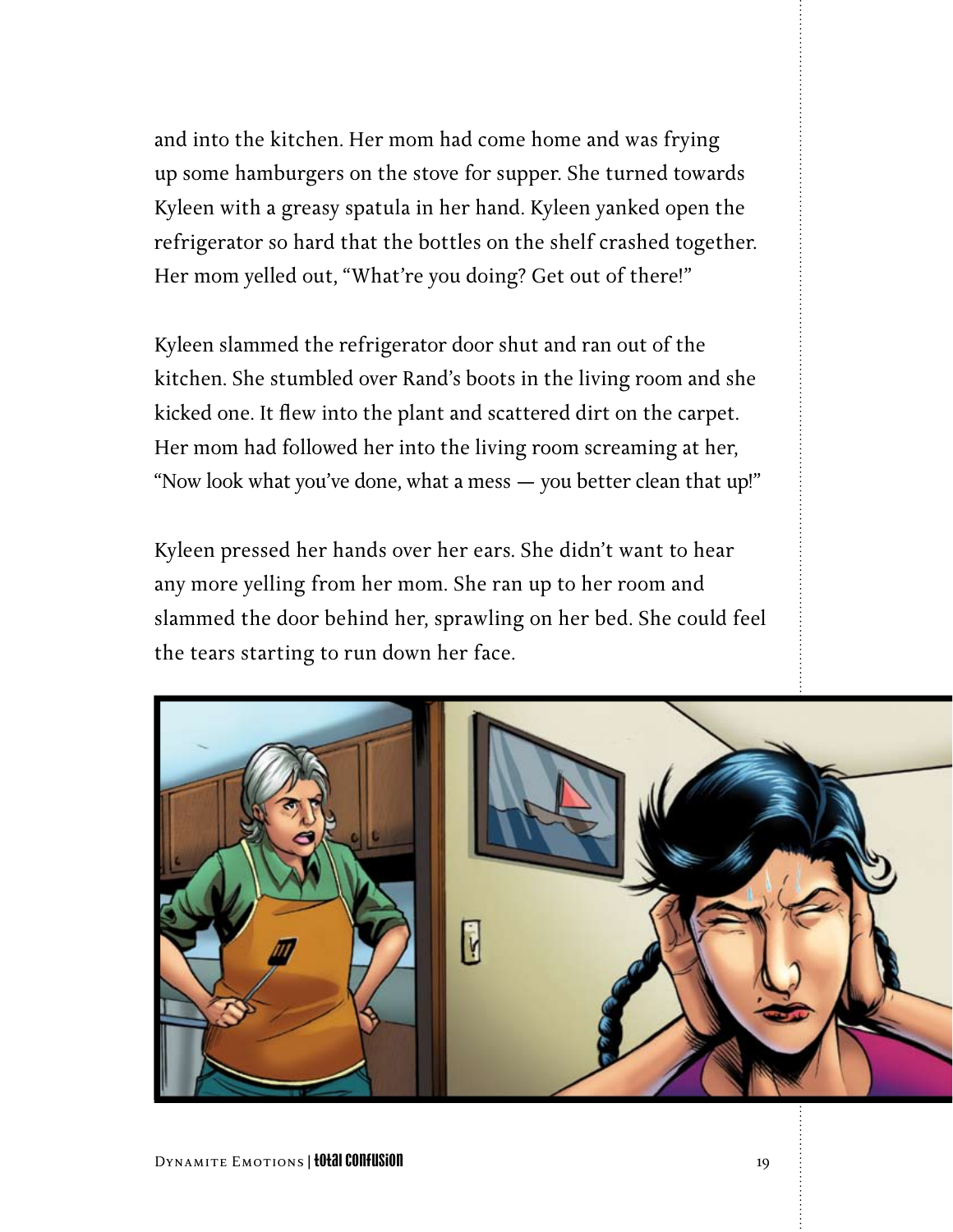and into the kitchen. Her mom had come home and was frying up some hamburgers on the stove for supper. She turned towards Kyleen with a greasy spatula in her hand. Kyleen yanked open the refrigerator so hard that the bottles on the shelf crashed together. Her mom yelled out, "What're you doing? Get out of there!"

Kyleen slammed the refrigerator door shut and ran out of the kitchen. She stumbled over Rand's boots in the living room and she kicked one. It flew into the plant and scattered dirt on the carpet. Her mom had followed her into the living room screaming at her, "Now look what you've done, what a mess — you better clean that up!"

Kyleen pressed her hands over her ears. She didn't want to hear any more yelling from her mom. She ran up to her room and slammed the door behind her, sprawling on her bed. She could feel the tears starting to run down her face.